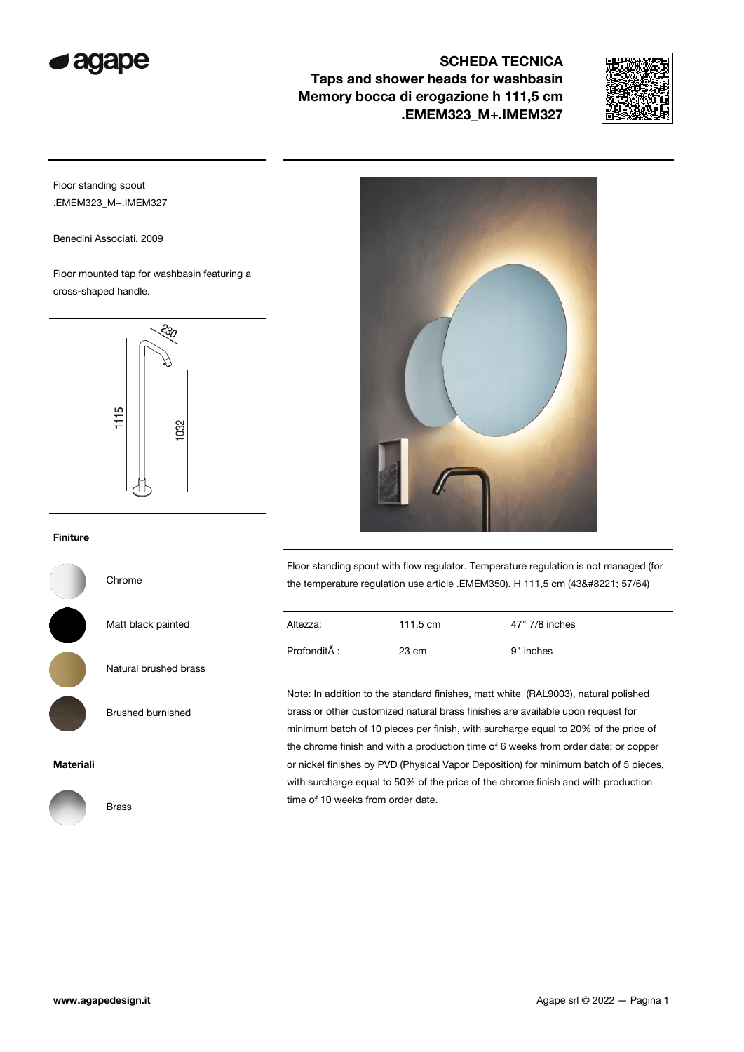# SCHEDA TECNICA

## Taps and shower heads for washbasin
## Memory bocca di erogazione h 111,5 cm
## .EMEM323_M+.IMEM327

Floor standing spout
.EMEM323_M+.IMEM327

Benedini Associati, 2009

Floor mounted tap for washbasin featuring a cross-shaped handle.

230

1115

1032

**Finiture**

Chrome

Matt black painted

Natural brushed brass

Brushed burnished

**Materiali**

Brass

Floor standing spout with flow regulator. Temperature regulation is not managed (for the temperature regulation use article .EMEM350). H 111,5 cm (43&#8221; 57/64)

| | | |
|---|---|---|
| Altezza: | 111.5 cm | 47" 7/8 inches |
| ProfonditÃ : | 23 cm | 9" inches |

Note: In addition to the standard finishes, matt white (RAL9003), natural polished brass or other customized natural brass finishes are available upon request for minimum batch of 10 pieces per finish, with surcharge equal to 20% of the price of the chrome finish and with a production time of 6 weeks from order date; or copper or nickel finishes by PVD (Physical Vapor Deposition) for minimum batch of 5 pieces, with surcharge equal to 50% of the price of the chrome finish and with production time of 10 weeks from order date.

www.agapedesign.it

Agape srl © 2022 — Pagina 1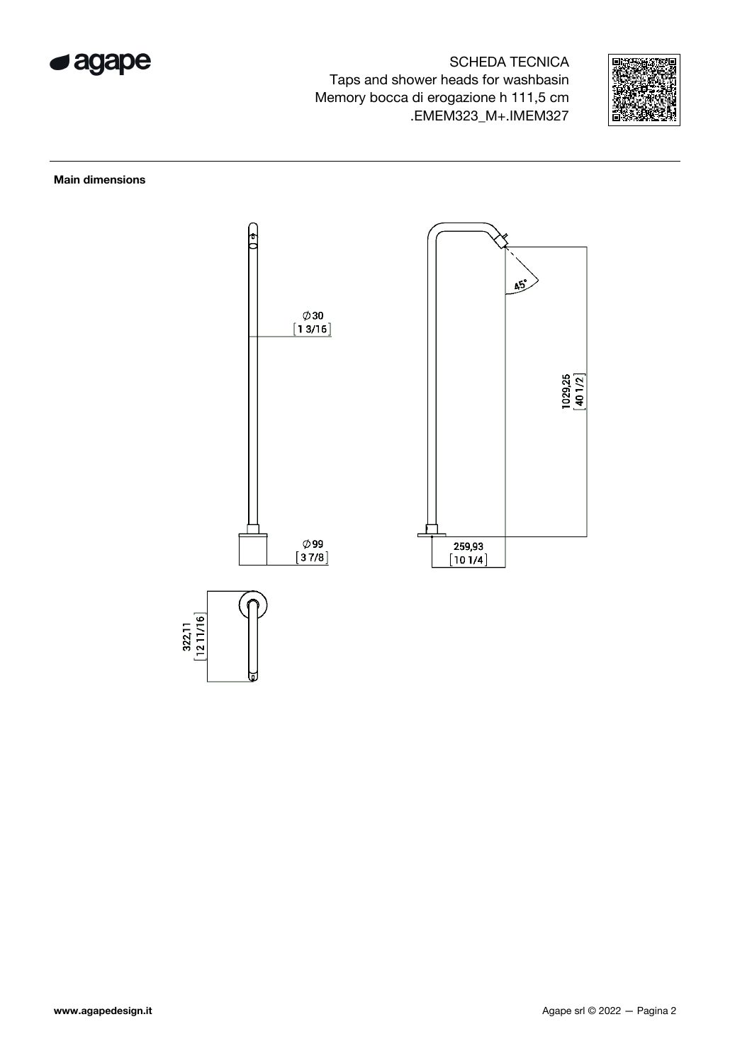SCHEDA TECNICA
Taps and shower heads for washbasin
Memory bocca di erogazione h 111,5 cm
.EMEM323_M+.IMEM327

**Main dimensions**

Ø30
[1 3/16]

Ø99
[3 7/8]

45°

1029,25
[40 1/2]

259,93
[10 1/4]

322,11
[12 11/16]